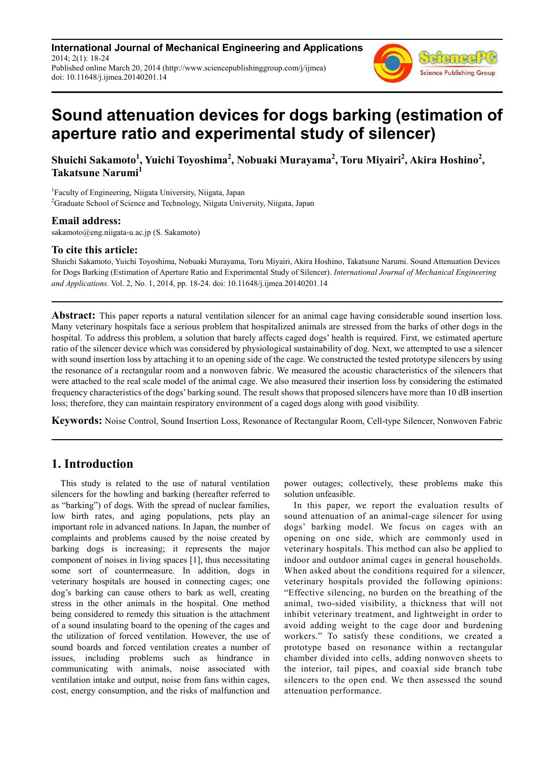**International Journal of Mechanical Engineering and Applications**
2014; 2(1): 18-24
Published online March 20, 2014 (http://www.sciencepublishinggroup.com/j/ijmea)
doi: 10.11648/j.ijmea.20140201.14

# Sound attenuation devices for dogs barking (estimation of aperture ratio and experimental study of silencer)

**Shuichi Sakamoto[1], Yuichi Toyoshima[2], Nobuaki Murayama[2], Toru Miyairi[2], Akira Hoshino[2], Takatsune Narumi[1]**

[1]Faculty of Engineering, Niigata University, Niigata, Japan
[2]Graduate School of Science and Technology, Niigata University, Niigata, Japan

### Email address:

sakamoto@eng.niigata-u.ac.jp (S. Sakamoto)

### To cite this article:

Shuichi Sakamoto, Yuichi Toyoshima, Nobuaki Murayama, Toru Miyairi, Akira Hoshino, Takatsune Narumi. Sound Attenuation Devices for Dogs Barking (Estimation of Aperture Ratio and Experimental Study of Silencer). *International Journal of Mechanical Engineering and Applications.* Vol. 2, No. 1, 2014, pp. 18-24. doi: 10.11648/j.ijmea.20140201.14

---

**Abstract:** This paper reports a natural ventilation silencer for an animal cage having considerable sound insertion loss. Many veterinary hospitals face a serious problem that hospitalized animals are stressed from the barks of other dogs in the hospital. To address this problem, a solution that barely affects caged dogs' health is required. First, we estimated aperture ratio of the silencer device which was considered by physiological sustainability of dog. Next, we attempted to use a silencer with sound insertion loss by attaching it to an opening side of the cage. We constructed the tested prototype silencers by using the resonance of a rectangular room and a nonwoven fabric. We measured the acoustic characteristics of the silencers that were attached to the real scale model of the animal cage. We also measured their insertion loss by considering the estimated frequency characteristics of the dogs' barking sound. The result shows that proposed silencers have more than 10 dB insertion loss; therefore, they can maintain respiratory environment of a caged dogs along with good visibility.

**Keywords:** Noise Control, Sound Insertion Loss, Resonance of Rectangular Room, Cell-type Silencer, Nonwoven Fabric

---

## 1. Introduction

This study is related to the use of natural ventilation silencers for the howling and barking (hereafter referred to as "barking") of dogs. With the spread of nuclear families, low birth rates, and aging populations, pets play an important role in advanced nations. In Japan, the number of complaints and problems caused by the noise created by barking dogs is increasing; it represents the major component of noises in living spaces [1], thus necessitating some sort of countermeasure. In addition, dogs in veterinary hospitals are housed in connecting cages; one dog's barking can cause others to bark as well, creating stress in the other animals in the hospital. One method being considered to remedy this situation is the attachment of a sound insulating board to the opening of the cages and the utilization of forced ventilation. However, the use of sound boards and forced ventilation creates a number of issues, including problems such as hindrance in communicating with animals, noise associated with ventilation intake and output, noise from fans within cages, cost, energy consumption, and the risks of malfunction and power outages; collectively, these problems make this solution unfeasible.

In this paper, we report the evaluation results of sound attenuation of an animal-cage silencer for using dogs' barking model. We focus on cages with an opening on one side, which are commonly used in veterinary hospitals. This method can also be applied to indoor and outdoor animal cages in general households. When asked about the conditions required for a silencer, veterinary hospitals provided the following opinions: "Effective silencing, no burden on the breathing of the animal, two-sided visibility, a thickness that will not inhibit veterinary treatment, and lightweight in order to avoid adding weight to the cage door and burdening workers." To satisfy these conditions, we created a prototype based on resonance within a rectangular chamber divided into cells, adding nonwoven sheets to the interior, tail pipes, and coaxial side branch tube silencers to the open end. We then assessed the sound attenuation performance.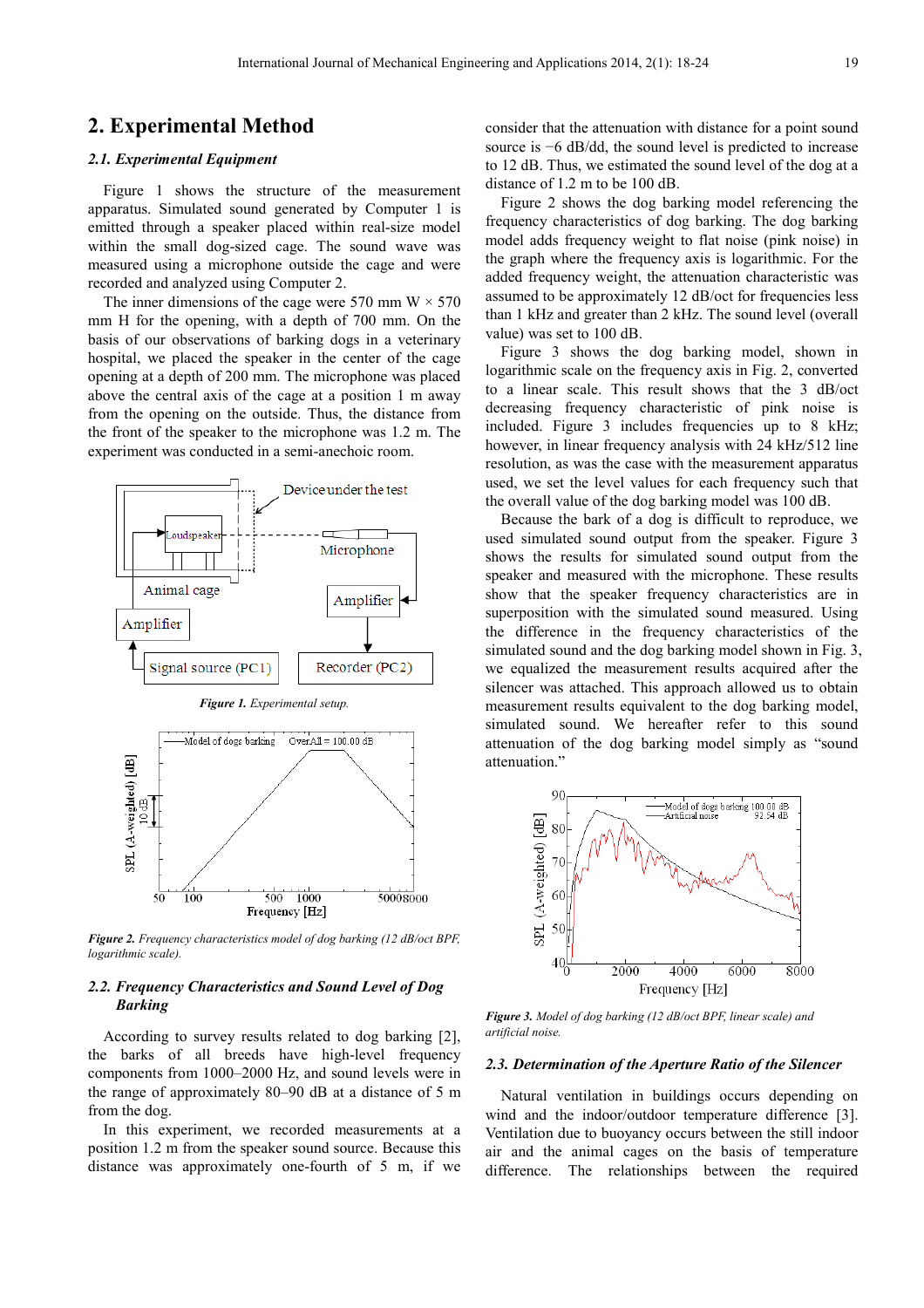## 2. Experimental Method

### 2.1. Experimental Equipment

Figure 1 shows the structure of the measurement apparatus. Simulated sound generated by Computer 1 is emitted through a speaker placed within real-size model within the small dog-sized cage. The sound wave was measured using a microphone outside the cage and were recorded and analyzed using Computer 2.

The inner dimensions of the cage were 570 mm W × 570 mm H for the opening, with a depth of 700 mm. On the basis of our observations of barking dogs in a veterinary hospital, we placed the speaker in the center of the cage opening at a depth of 200 mm. The microphone was placed above the central axis of the cage at a position 1 m away from the opening on the outside. Thus, the distance from the front of the speaker to the microphone was 1.2 m. The experiment was conducted in a semi-anechoic room.

*Figure 1. Experimental setup.*

*Figure 2. Frequency characteristics model of dog barking (12 dB/oct BPF, logarithmic scale).*

### 2.2. Frequency Characteristics and Sound Level of Dog Barking

According to survey results related to dog barking [2], the barks of all breeds have high-level frequency components from 1000–2000 Hz, and sound levels were in the range of approximately 80–90 dB at a distance of 5 m from the dog.

In this experiment, we recorded measurements at a position 1.2 m from the speaker sound source. Because this distance was approximately one-fourth of 5 m, if we consider that the attenuation with distance for a point sound source is −6 dB/dd, the sound level is predicted to increase to 12 dB. Thus, we estimated the sound level of the dog at a distance of 1.2 m to be 100 dB.

Figure 2 shows the dog barking model referencing the frequency characteristics of dog barking. The dog barking model adds frequency weight to flat noise (pink noise) in the graph where the frequency axis is logarithmic. For the added frequency weight, the attenuation characteristic was assumed to be approximately 12 dB/oct for frequencies less than 1 kHz and greater than 2 kHz. The sound level (overall value) was set to 100 dB.

Figure 3 shows the dog barking model, shown in logarithmic scale on the frequency axis in Fig. 2, converted to a linear scale. This result shows that the 3 dB/oct decreasing frequency characteristic of pink noise is included. Figure 3 includes frequencies up to 8 kHz; however, in linear frequency analysis with 24 kHz/512 line resolution, as was the case with the measurement apparatus used, we set the level values for each frequency such that the overall value of the dog barking model was 100 dB.

Because the bark of a dog is difficult to reproduce, we used simulated sound output from the speaker. Figure 3 shows the results for simulated sound output from the speaker and measured with the microphone. These results show that the speaker frequency characteristics are in superposition with the simulated sound. Using the difference in the frequency characteristics of the simulated sound and the dog barking model shown in Fig. 3, we equalized the measurement results acquired after the silencer was attached. This approach allowed us to obtain measurement results equivalent to the dog barking model, simulated sound. We hereafter refer to this sound attenuation of the dog barking model simply as "sound attenuation."

*Figure 3. Model of dog barking (12 dB/oct BPF, linear scale) and artificial noise.*

### 2.3. Determination of the Aperture Ratio of the Silencer

Natural ventilation in buildings occurs depending on wind and the indoor/outdoor temperature difference [3]. Ventilation due to buoyancy occurs between the still indoor air and the animal cages on the basis of temperature difference. The relationships between the required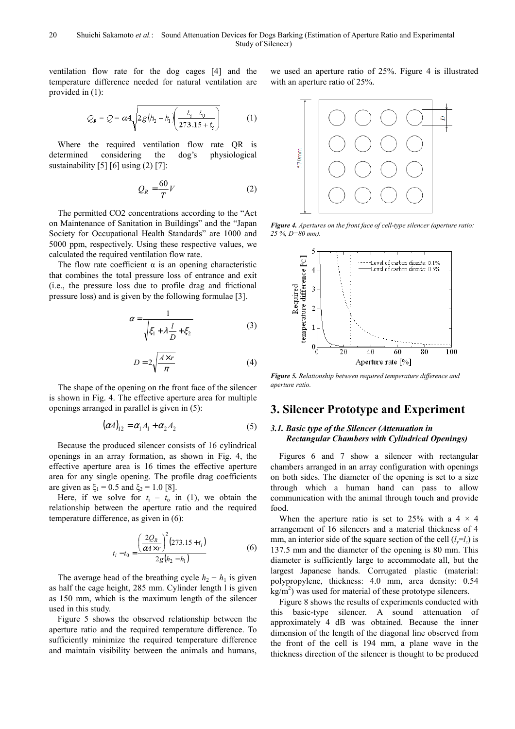ventilation flow rate for the dog cages [4] and the temperature difference needed for natural ventilation are provided in (1):

$$Q_R = Q = \alpha A \sqrt{2g(h_2 - h_1)\left(\frac{t_i - t_0}{273.15 + t_i}\right)} \quad (1)$$

Where the required ventilation flow rate QR is determined considering the dog's physiological sustainability [5] [6] using (2) [7]:

$$Q_R = \frac{60}{T}V \quad (2)$$

The permitted CO2 concentrations according to the "Act on Maintenance of Sanitation in Buildings" and the "Japan Society for Occupational Health Standards" are 1000 and 5000 ppm, respectively. Using these respective values, we calculated the required ventilation flow rate.

The flow rate coefficient α is an opening characteristic that combines the total pressure loss of entrance and exit (i.e., the pressure loss due to profile drag and frictional pressure loss) and is given by the following formulae [3].

$$\alpha = \frac{1}{\sqrt{\xi_1 + \lambda \frac{l}{D} + \xi_2}} \quad (3)$$

$$D = 2\sqrt{\frac{A \times r}{\pi}} \quad (4)$$

The shape of the opening on the front face of the silencer is shown in Fig. 4. The effective aperture area for multiple openings arranged in parallel is given in (5):

$$(\alpha A)_{12} = \alpha_1 A_1 + \alpha_2 A_2 \quad (5)$$

Because the produced silencer consists of 16 cylindrical openings in an array formation, as shown in Fig. 4, the effective aperture area is 16 times the effective aperture area for any single opening. The profile drag coefficients are given as $\xi_1 = 0.5$ and $\xi_2 = 1.0$ [8].

Here, if we solve for $t_i - t_o$ in (1), we obtain the relationship between the aperture ratio and the required temperature difference, as given in (6):

$$t_i - t_0 = \frac{\left(\frac{2Q_R}{\alpha A \times r}\right)^2 (273.15 + t_i)}{2g(h_2 - h_1)} \quad (6)$$

The average head of the breathing cycle $h_2 - h_1$ is given as half the cage height, 285 mm. Cylinder length l is given as 150 mm, which is the maximum length of the silencer used in this study.

Figure 5 shows the observed relationship between the aperture ratio and the required temperature difference. To sufficiently minimize the required temperature difference and maintain visibility between the animals and humans, we used an aperture ratio of 25%. Figure 4 is illustrated with an aperture ratio of 25%.

*Figure 4. Apertures on the front face of cell-type silencer (aperture ratio: 25 %, D=80 mm).*

*Figure 5. Relationship between required temperature difference and aperture ratio.*

## 3. Silencer Prototype and Experiment

### 3.1. Basic type of the Silencer (Attenuation in Rectangular Chambers with Cylindrical Openings)

Figures 6 and 7 show a silencer with rectangular chambers arranged in an array configuration with openings on both sides. The diameter of the opening is set to a size through which a human hand can pass to allow communication with the animal through touch and provide food.

When the aperture ratio is set to 25% with a 4 × 4 arrangement of 16 silencers and a material thickness of 4 mm, an interior side of the square section of the cell ($l_y$=$l_z$) is 137.5 mm and the diameter of the opening is 80 mm. This diameter is sufficiently large to accommodate all, but the largest Japanese hands. Corrugated plastic (material: polypropylene, thickness: 4.0 mm, area density: 0.54 kg/m$^2$) was used for material of these prototype silencers.

Figure 8 shows the results of experiments conducted with this basic-type silencer. A sound attenuation of approximately 4 dB was obtained. Because the inner dimension of the length of the diagonal line observed from the front of the cell is 194 mm, a plane wave in the thickness direction of the silencer is thought to be produced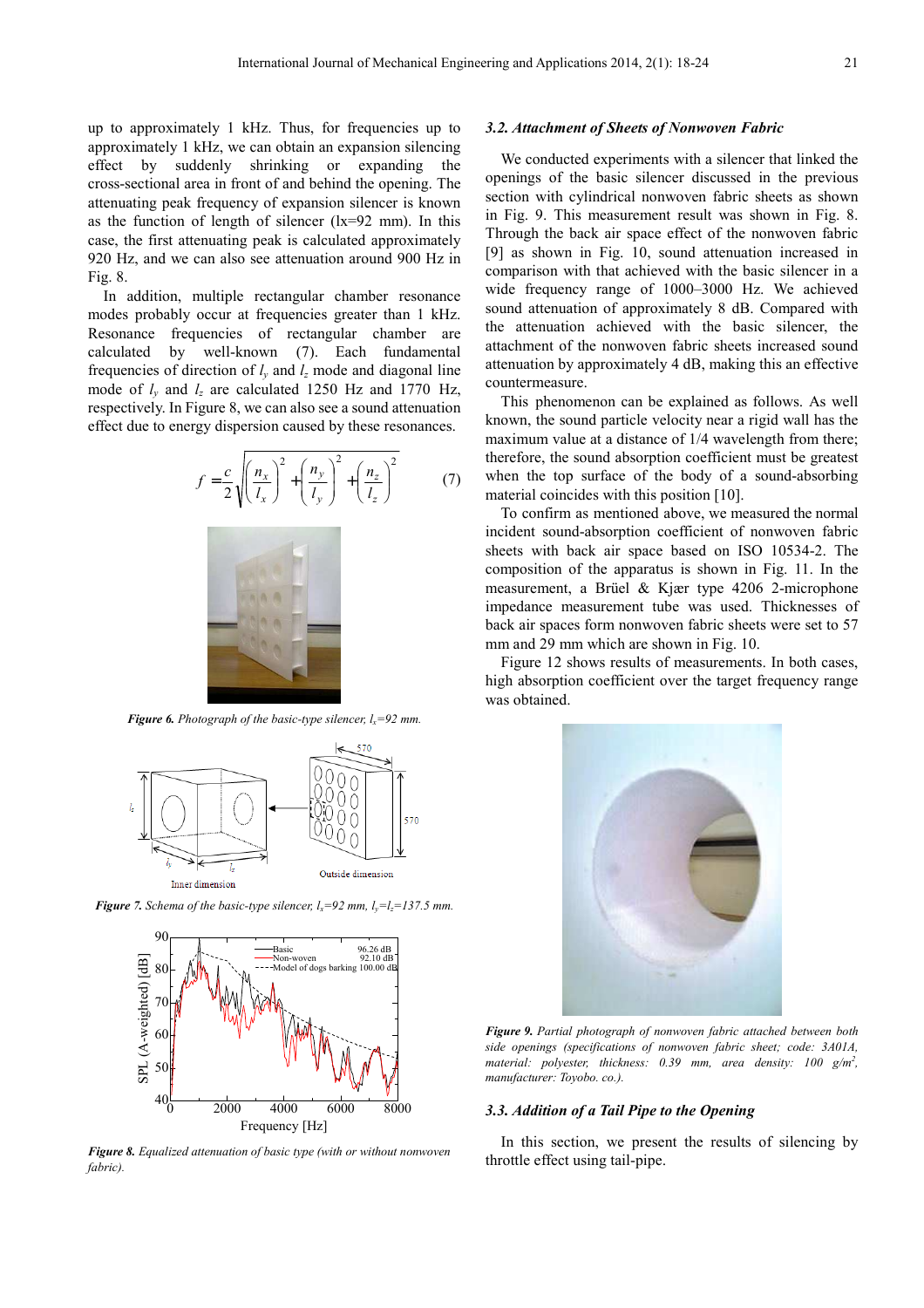up to approximately 1 kHz. Thus, for frequencies up to approximately 1 kHz, we can obtain an expansion silencing effect by suddenly shrinking or expanding the cross-sectional area in front of and behind the opening. The attenuating peak frequency of expansion silencer is known as the function of length of silencer (lx=92 mm). In this case, the first attenuating peak is calculated approximately 920 Hz, and we can also see attenuation around 900 Hz in Fig. 8.

In addition, multiple rectangular chamber resonance modes probably occur at frequencies greater than 1 kHz. Resonance frequencies of rectangular chamber are calculated by well-known (7). Each fundamental frequencies of direction of $l_y$ and $l_z$ mode and diagonal line mode of $l_y$ and $l_z$ are calculated 1250 Hz and 1770 Hz, respectively. In Figure 8, we can also see a sound attenuation effect due to energy dispersion caused by these resonances.

$$f = \frac{c}{2}\sqrt{\left(\frac{n_x}{l_x}\right)^2 + \left(\frac{n_y}{l_y}\right)^2 + \left(\frac{n_z}{l_z}\right)^2} \tag{7}$$

***Figure 6.*** *Photograph of the basic-type silencer, $l_x$=92 mm.*

***Figure 7.*** *Schema of the basic-type silencer, $l_x$=92 mm, $l_y$=$l_z$=137.5 mm.*

***Figure 8.*** *Equalized attenuation of basic type (with or without nonwoven fabric).*

### *3.2. Attachment of Sheets of Nonwoven Fabric*

We conducted experiments with a silencer that linked the openings of the basic silencer discussed in the previous section with cylindrical nonwoven fabric sheets as shown in Fig. 9. This measurement result was shown in Fig. 8. Through the back air space effect of the nonwoven fabric [9] as shown in Fig. 10, sound attenuation increased in comparison with that achieved with the basic silencer in a wide frequency range of 1000–3000 Hz. We achieved sound attenuation of approximately 8 dB. Compared with the attenuation achieved with the basic silencer, the attachment of the nonwoven fabric sheets increased sound attenuation by approximately 4 dB, making this an effective countermeasure.

This phenomenon can be explained as follows. As well known, the sound particle velocity near a rigid wall has the maximum value at a distance of 1/4 wavelength from there; therefore, the sound absorption coefficient must be greatest when the top surface of the body of a sound-absorbing material coincides with this position [10].

To confirm as mentioned above, we measured the normal incident sound-absorption coefficient of nonwoven fabric sheets with back air space based on ISO 10534-2. The composition of the apparatus is shown in Fig. 11. In the measurement, a Brüel & Kjær type 4206 2-microphone impedance measurement tube was used. Thicknesses of back air spaces form nonwoven fabric sheets were set to 57 mm and 29 mm which are shown in Fig. 10.

Figure 12 shows results of measurements. In both cases, high absorption coefficient over the target frequency range was obtained.

***Figure 9.*** *Partial photograph of nonwoven fabric attached between both side openings (specifications of nonwoven fabric sheet; code: 3A01A, material: polyester, thickness: 0.39 mm, area density: 100 g/m², manufacturer: Toyobo. co.).*

### *3.3. Addition of a Tail Pipe to the Opening*

In this section, we present the results of silencing by throttle effect using tail-pipe.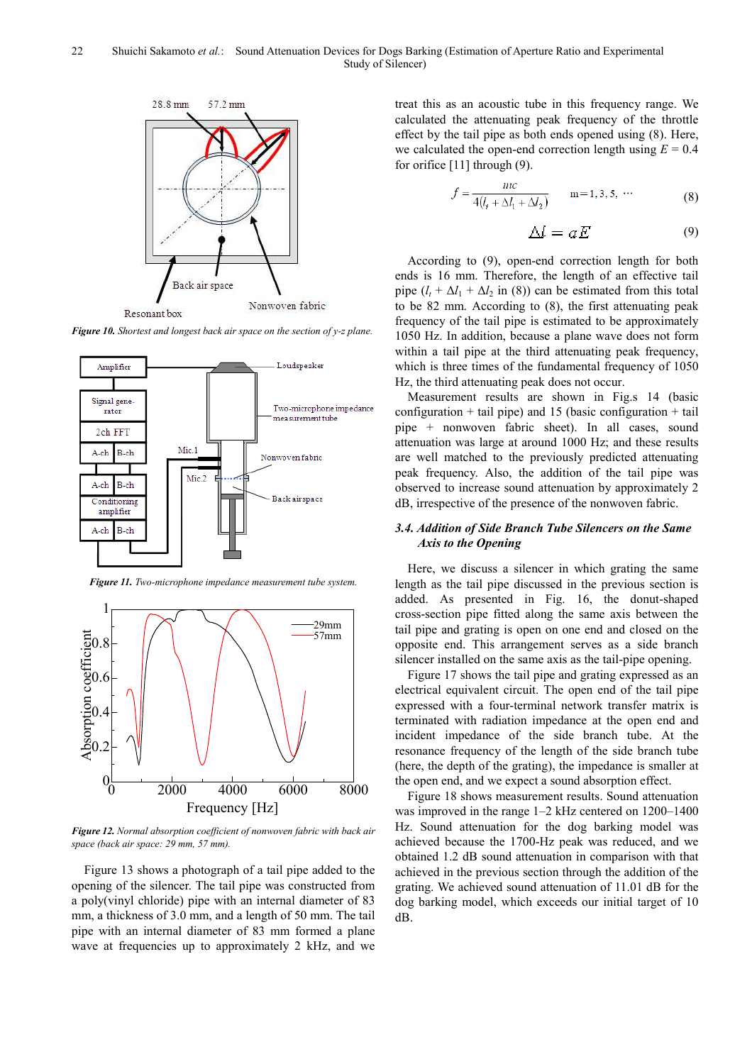Figure 10. Shortest and longest back air space on the section of y-z plane.

Figure 11. Two-microphone impedance measurement tube system.

Figure 12. Normal absorption coefficient of nonwoven fabric with back air space (back air space: 29 mm, 57 mm).

Figure 13 shows a photograph of a tail pipe added to the opening of the silencer. The tail pipe was constructed from a poly(vinyl chloride) pipe with an internal diameter of 83 mm, a thickness of 3.0 mm, and a length of 50 mm. The tail pipe with an internal diameter of 83 mm formed a plane wave at frequencies up to approximately 2 kHz, and we treat this as an acoustic tube in this frequency range. We calculated the attenuating peak frequency of the throttle effect by the tail pipe as both ends opened using (8). Here, we calculated the open-end correction length using $E = 0.4$ for orifice [11] through (9).

$$f = \frac{mc}{4(l_t + \Delta l_1 + \Delta l_2)} \qquad m = 1, 3, 5, \cdots \tag{8}$$

$$\Delta l = aE \tag{9}$$

According to (9), open-end correction length for both ends is 16 mm. Therefore, the length of an effective tail pipe ($l_t + \Delta l_1 + \Delta l_2$ in (8)) can be estimated from this total to be 82 mm. According to (8), the first attenuating peak frequency of the tail pipe is estimated to be approximately 1050 Hz. In addition, because a plane wave does not form within a tail pipe at the third attenuating peak frequency, which is three times of the fundamental frequency of 1050 Hz, the third attenuating peak does not occur.

Measurement results are shown in Fig.s 14 (basic configuration + tail pipe) and 15 (basic configuration + tail pipe + nonwoven fabric sheet). In all cases, sound attenuation was large at around 1000 Hz; and these results are well matched to the previously predicted attenuating peak frequency. Also, the addition of the tail pipe was observed to increase sound attenuation by approximately 2 dB, irrespective of the presence of the nonwoven fabric.

### 3.4. Addition of Side Branch Tube Silencers on the Same Axis to the Opening

Here, we discuss a silencer in which grating the same length as the tail pipe discussed in the previous section is added. As presented in Fig. 16, the donut-shaped cross-section pipe fitted along the same axis between the tail pipe and grating is open on one end and closed on the opposite end. This arrangement serves as a side branch silencer installed on the same axis as the tail-pipe opening.

Figure 17 shows the tail pipe and grating expressed as an electrical equivalent circuit. The open end of the tail pipe expressed with a four-terminal network transfer matrix is terminated with radiation impedance at the open end and incident impedance of the side branch tube. At the resonance frequency of the length of the side branch tube (here, the depth of the grating), the impedance is smaller at the open end, and we expect a sound absorption effect.

Figure 18 shows measurement results. Sound attenuation was improved in the range 1–2 kHz centered on 1200–1400 Hz. Sound attenuation for the dog barking model was achieved because the 1700-Hz peak was reduced, and we obtained 1.2 dB sound attenuation in comparison with that achieved in the previous section through the addition of the grating. We achieved sound attenuation of 11.01 dB for the dog barking model, which exceeds our initial target of 10 dB.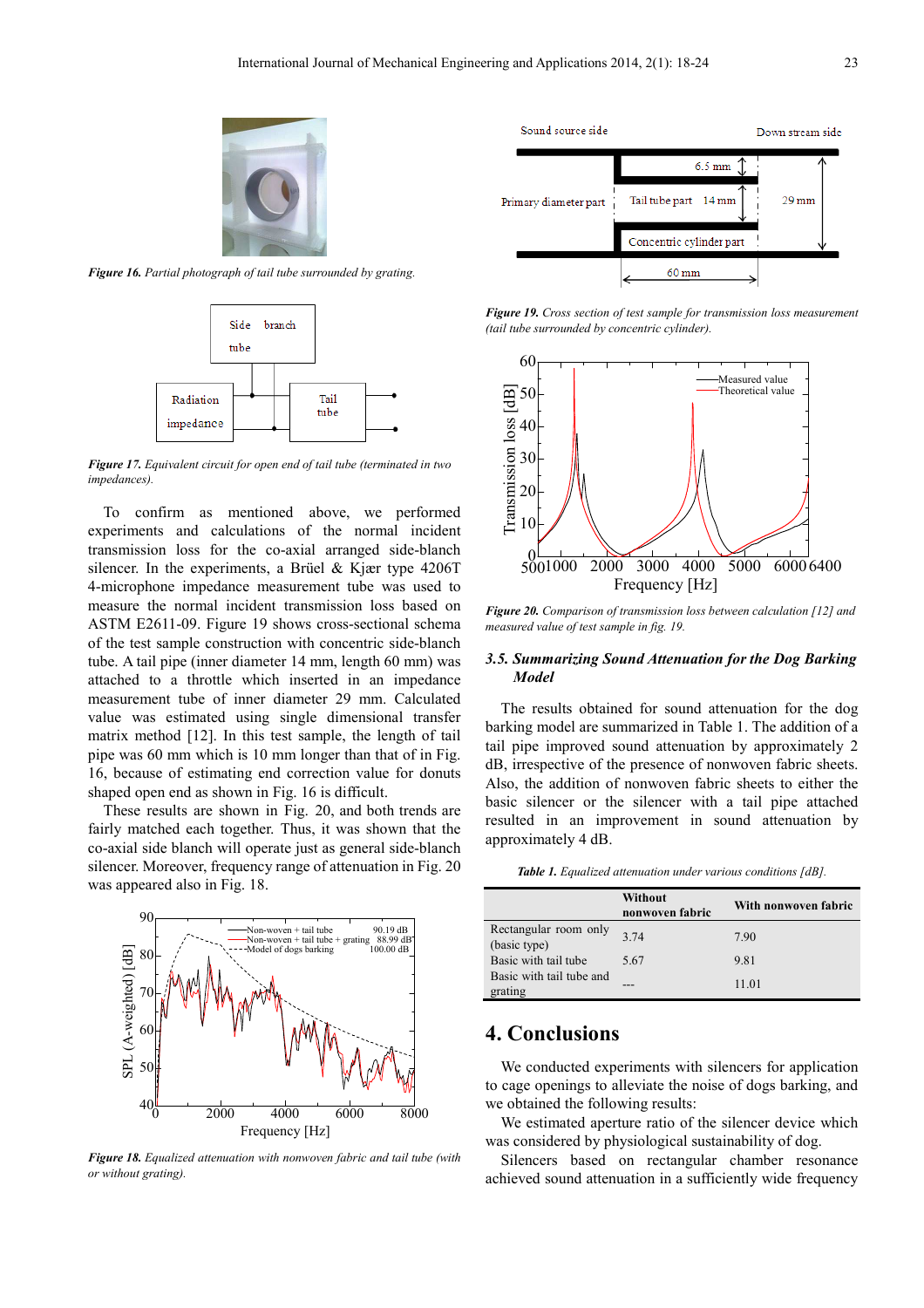*Figure 16. Partial photograph of tail tube surrounded by grating.*

*Figure 17. Equivalent circuit for open end of tail tube (terminated in two impedances).*

To confirm as mentioned above, we performed experiments and calculations of the normal incident transmission loss for the co-axial arranged side-blanch silencer. In the experiments, a Brüel & Kjær type 4206T 4-microphone impedance measurement tube was used to measure the normal incident transmission loss based on ASTM E2611-09. Figure 19 shows cross-sectional schema of the test sample construction with concentric side-blanch tube. A tail pipe (inner diameter 14 mm, length 60 mm) was attached to a throttle which inserted in an impedance measurement tube of inner diameter 29 mm. Calculated value was estimated using single dimensional transfer matrix method [12]. In this test sample, the length of tail pipe was 60 mm which is 10 mm longer than that of in Fig. 16, because of estimating end correction value for donuts shaped open end as shown in Fig. 16 is difficult.

These results are shown in Fig. 20, and both trends are fairly matched each together. Thus, it was shown that the co-axial side blanch will operate just as general side-blanch silencer. Moreover, frequency range of attenuation in Fig. 20 was appeared also in Fig. 18.

*Figure 18. Equalized attenuation with nonwoven fabric and tail tube (with or without grating).*

*Figure 19. Cross section of test sample for transmission loss measurement (tail tube surrounded by concentric cylinder).*

*Figure 20. Comparison of transmission loss between calculation [12] and measured value of test sample in fig. 19.*

### 3.5. Summarizing Sound Attenuation for the Dog Barking Model

The results obtained for sound attenuation for the dog barking model are summarized in Table 1. The addition of a tail pipe improved sound attenuation by approximately 2 dB, irrespective of the presence of nonwoven fabric sheets. Also, the addition of nonwoven fabric sheets to either the basic silencer or the silencer with a tail pipe attached resulted in an improvement in sound attenuation by approximately 4 dB.

*Table 1. Equalized attenuation under various conditions [dB].*

| | Without nonwoven fabric | With nonwoven fabric |
|---|---|---|
| Rectangular room only (basic type) | 3.74 | 7.90 |
| Basic with tail tube | 5.67 | 9.81 |
| Basic with tail tube and grating | --- | 11.01 |

## 4. Conclusions

We conducted experiments with silencers for application to cage openings to alleviate the noise of dogs barking, and we obtained the following results:

We estimated aperture ratio of the silencer device which was considered by physiological sustainability of dog.

Silencers based on rectangular chamber resonance achieved sound attenuation in a sufficiently wide frequency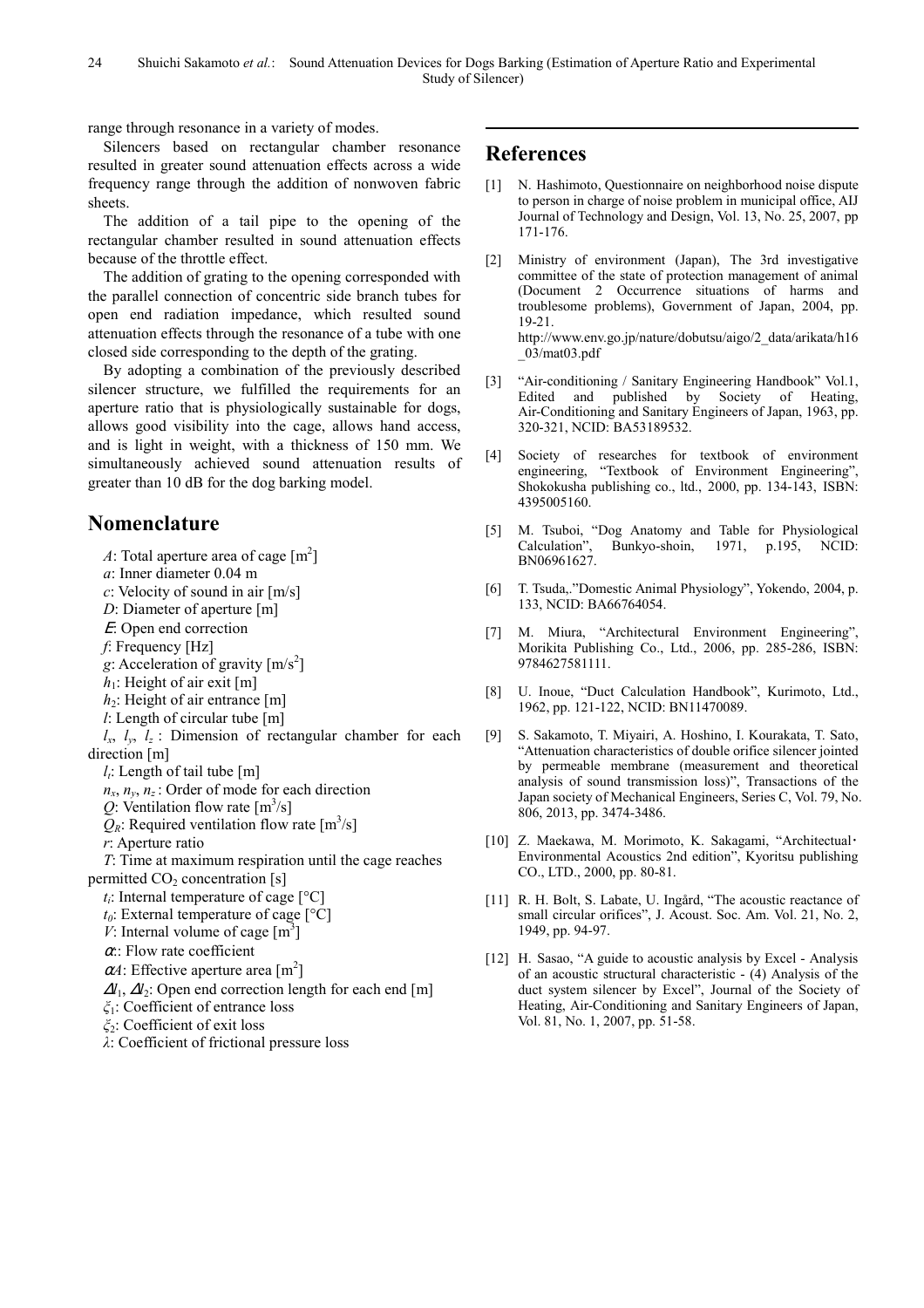range through resonance in a variety of modes.

Silencers based on rectangular chamber resonance resulted in greater sound attenuation effects across a wide frequency range through the addition of nonwoven fabric sheets.

The addition of a tail pipe to the opening of the rectangular chamber resulted in sound attenuation effects because of the throttle effect.

The addition of grating to the opening corresponded with the parallel connection of concentric side branch tubes for open end radiation impedance, which resulted sound attenuation effects through the resonance of a tube with one closed side corresponding to the depth of the grating.

By adopting a combination of the previously described silencer structure, we fulfilled the requirements for an aperture ratio that is physiologically sustainable for dogs, allows good visibility into the cage, allows hand access, and is light in weight, with a thickness of 150 mm. We simultaneously achieved sound attenuation results of greater than 10 dB for the dog barking model.

## Nomenclature

$A$: Total aperture area of cage [m$^2$]
$a$: Inner diameter 0.04 m
$c$: Velocity of sound in air [m/s]
$D$: Diameter of aperture [m]
$E$: Open end correction
$f$: Frequency [Hz]
$g$: Acceleration of gravity [m/s$^2$]
$h_1$: Height of air exit [m]
$h_2$: Height of air entrance [m]
$l$: Length of circular tube [m]
$l_x$, $l_y$, $l_z$ : Dimension of rectangular chamber for each direction [m]
$l_t$: Length of tail tube [m]
$n_x$, $n_y$, $n_z$ : Order of mode for each direction
$Q$: Ventilation flow rate [m$^3$/s]
$Q_R$: Required ventilation flow rate [m$^3$/s]
$r$: Aperture ratio
$T$: Time at maximum respiration until the cage reaches permitted $CO_2$ concentration [s]
$t_i$: Internal temperature of cage [°C]
$t_0$: External temperature of cage [°C]
$V$: Internal volume of cage [m$^3$]
$\alpha$:: Flow rate coefficient
$\alpha A$: Effective aperture area [m$^2$]
$\Delta l_1$, $\Delta l_2$: Open end correction length for each end [m]
$\zeta_1$: Coefficient of entrance loss
$\zeta_2$: Coefficient of exit loss
$\lambda$: Coefficient of frictional pressure loss

## References

[1] N. Hashimoto, Questionnaire on neighborhood noise dispute to person in charge of noise problem in municipal office, AIJ Journal of Technology and Design, Vol. 13, No. 25, 2007, pp 171-176.

[2] Ministry of environment (Japan), The 3rd investigative committee of the state of protection management of animal (Document 2 Occurrence situations of harms and troublesome problems), Government of Japan, 2004, pp. 19-21. http://www.env.go.jp/nature/dobutsu/aigo/2_data/arikata/h16_03/mat03.pdf

[3] "Air-conditioning / Sanitary Engineering Handbook" Vol.1, Edited and published by Society of Heating, Air-Conditioning and Sanitary Engineers of Japan, 1963, pp. 320-321, NCID: BA53189532.

[4] Society of researches for textbook of environment engineering, "Textbook of Environment Engineering", Shokokusha publishing co., ltd., 2000, pp. 134-143, ISBN: 4395005160.

[5] M. Tsuboi, "Dog Anatomy and Table for Physiological Calculation", Bunkyo-shoin, 1971, p.195, NCID: BN06961627.

[6] T. Tsuda,."Domestic Animal Physiology", Yokendo, 2004, p. 133, NCID: BA66764054.

[7] M. Miura, "Architectural Environment Engineering", Morikita Publishing Co., Ltd., 2006, pp. 285-286, ISBN: 9784627581111.

[8] U. Inoue, "Duct Calculation Handbook", Kurimoto, Ltd., 1962, pp. 121-122, NCID: BN11470089.

[9] S. Sakamoto, T. Miyairi, A. Hoshino, I. Kourakata, T. Sato, "Attenuation characteristics of double orifice silencer jointed by permeable membrane (measurement and theoretical analysis of sound transmission loss)", Transactions of the Japan society of Mechanical Engineers, Series C, Vol. 79, No. 806, 2013, pp. 3474-3486.

[10] Z. Maekawa, M. Morimoto, K. Sakagami, "Architectual・Environmental Acoustics 2nd edition", Kyoritsu publishing CO., LTD., 2000, pp. 80-81.

[11] R. H. Bolt, S. Labate, U. Ingård, "The acoustic reactance of small circular orifices", J. Acoust. Soc. Am. Vol. 21, No. 2, 1949, pp. 94-97.

[12] H. Sasao, "A guide to acoustic analysis by Excel - Analysis of an acoustic structural characteristic - (4) Analysis of the duct system silencer by Excel", Journal of the Society of Heating, Air-Conditioning and Sanitary Engineers of Japan, Vol. 81, No. 1, 2007, pp. 51-58.